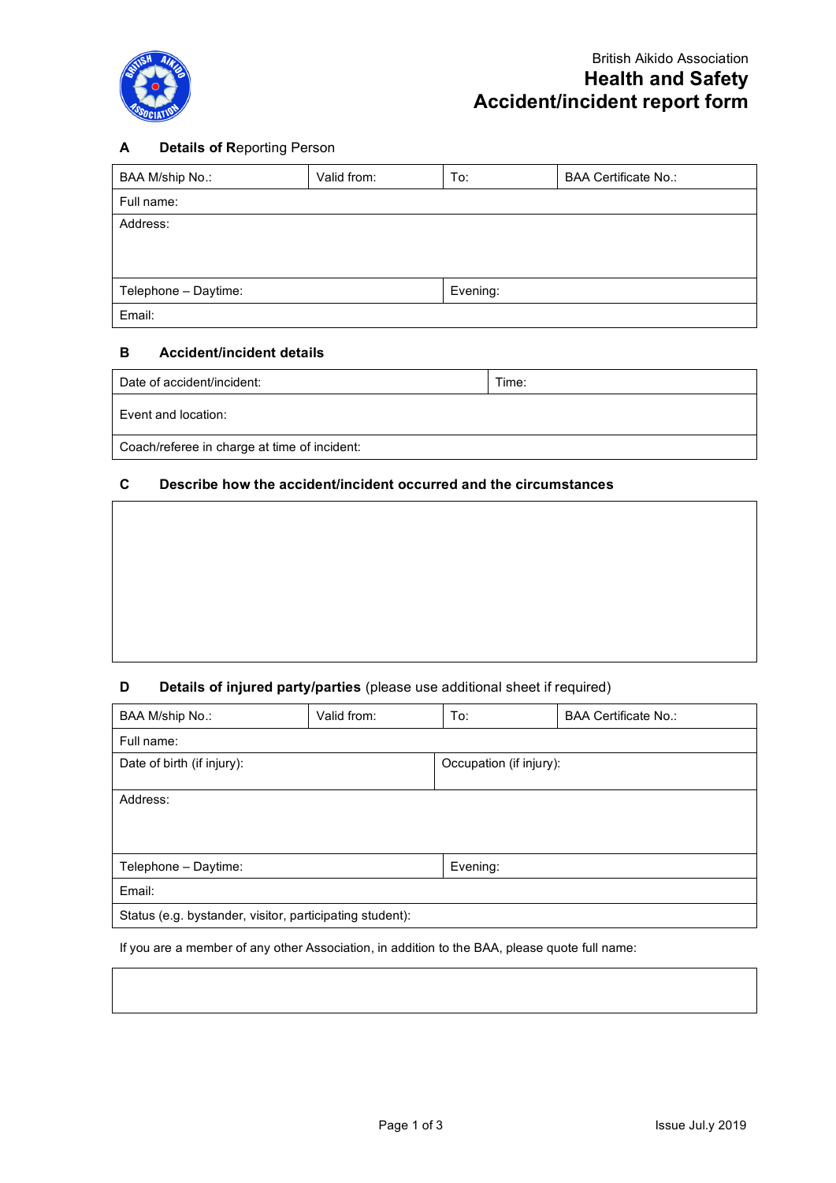British Aikido Association

# Health and Safety
# Accident/incident report form

## A Details of Reporting Person

| BAA M/ship No.: | Valid from: | To: | BAA Certificate No.: |
|---|---|---|---|
| Full name: | | | |
| Address: | | | |
| Telephone – Daytime: | | Evening: | |
| Email: | | | |

## B Accident/incident details

| Date of accident/incident: | Time: |
|---|---|
| Event and location: | |
| Coach/referee in charge at time of incident: | |

## C Describe how the accident/incident occurred and the circumstances

| |
|---|
| |

## D Details of injured party/parties (please use additional sheet if required)

| BAA M/ship No.: | Valid from: | To: | BAA Certificate No.: |
|---|---|---|---|
| Full name: | | | |
| Date of birth (if injury): | | Occupation (if injury): | |
| Address: | | | |
| Telephone – Daytime: | | Evening: | |
| Email: | | | |
| Status (e.g. bystander, visitor, participating student): | | | |

If you are a member of any other Association, in addition to the BAA, please quote full name:

| |
|---|
| |

Issue Jul.y 2019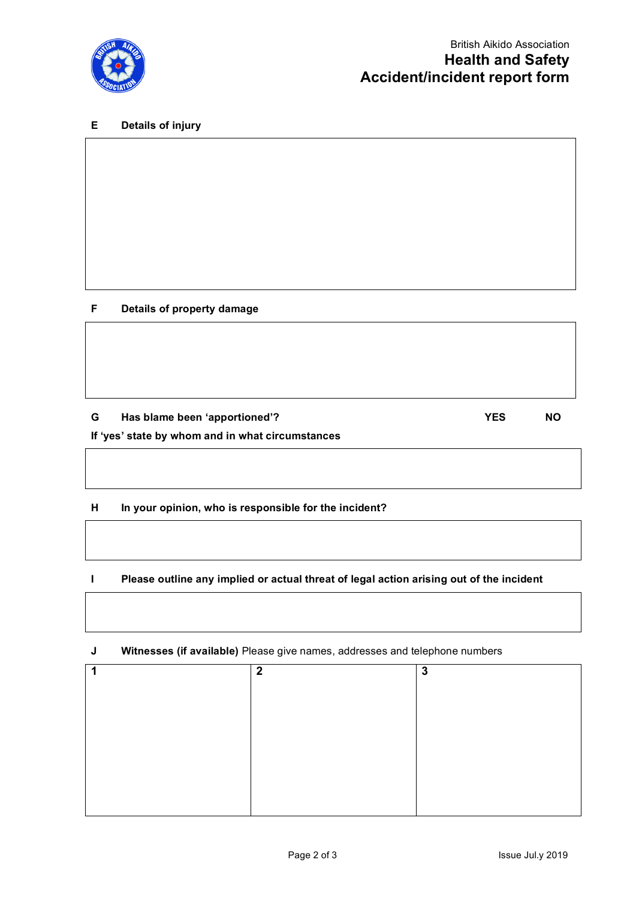British Aikido Association

**Health and Safety**
**Accident/incident report form**

**E Details of injury**

**F Details of property damage**

**G Has blame been 'apportioned'?** **YES** **NO**

**If 'yes' state by whom and in what circumstances**

**H In your opinion, who is responsible for the incident?**

**I Please outline any implied or actual threat of legal action arising out of the incident**

**J Witnesses (if available)** Please give names, addresses and telephone numbers

| 1 | 2 | 3 |
|---|---|---|
| | | |

Issue Jul.y 2019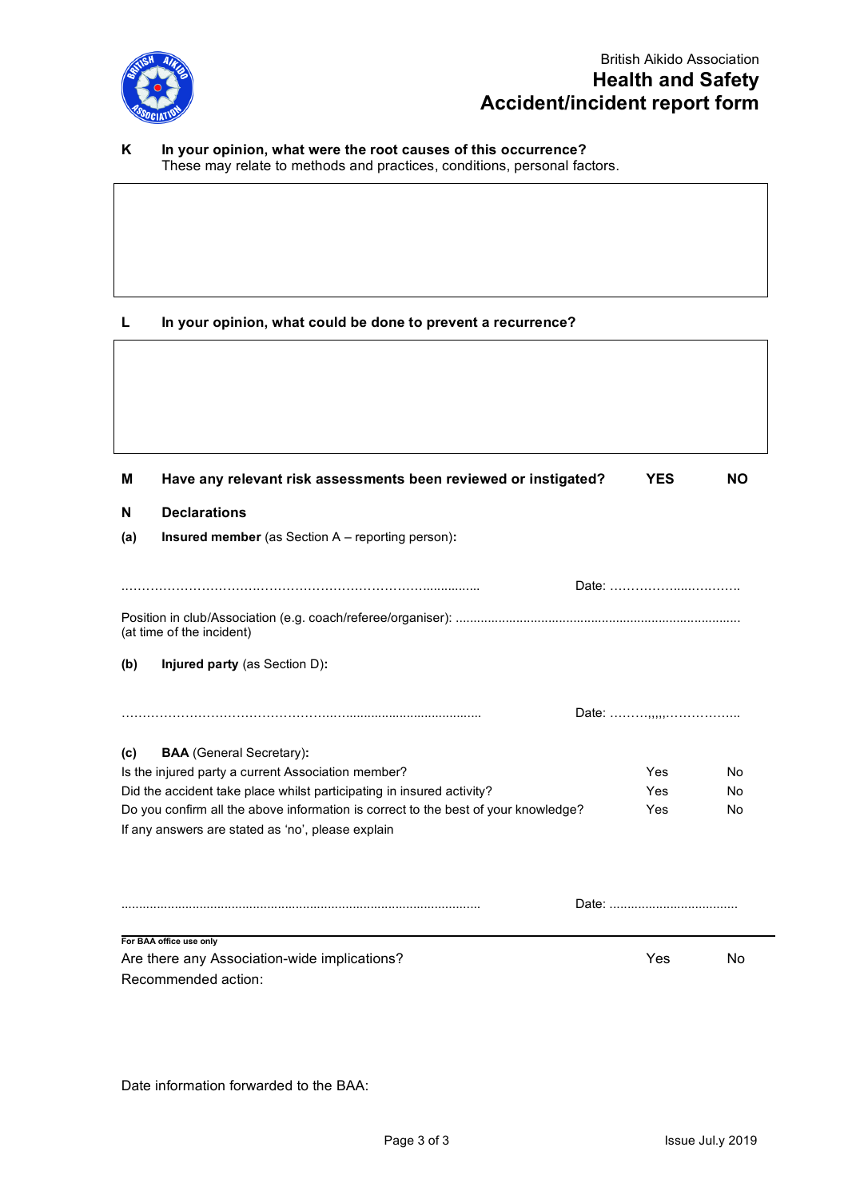British Aikido Association
**Health and Safety**
**Accident/incident report form**

**K In your opinion, what were the root causes of this occurrence?**
These may relate to methods and practices, conditions, personal factors.

**L In your opinion, what could be done to prevent a recurrence?**

**M Have any relevant risk assessments been reviewed or instigated?** **YES** **NO**

**N Declarations**

**(a) Insured member** (as Section A – reporting person)**:**

……………………………………………………………………................ Date: ……………….....………..

Position in club/Association (e.g. coach/referee/organiser): ...............................................................................
(at time of the incident)

**(b) Injured party** (as Section D)**:**

……………………………………………….…..................................... Date: ………,,,,,……………..

**(c) BAA** (General Secretary)**:**

| | | |
|---|---|---|
| Is the injured party a current Association member? | Yes | No |
| Did the accident take place whilst participating in insured activity? | Yes | No |
| Do you confirm all the above information is correct to the best of your knowledge? | Yes | No |

If any answers are stated as 'no', please explain

.................................................................................................... Date: ....................................

**For BAA office use only**

Are there any Association-wide implications? Yes No

Recommended action:

Date information forwarded to the BAA:

Issue Jul.y 2019